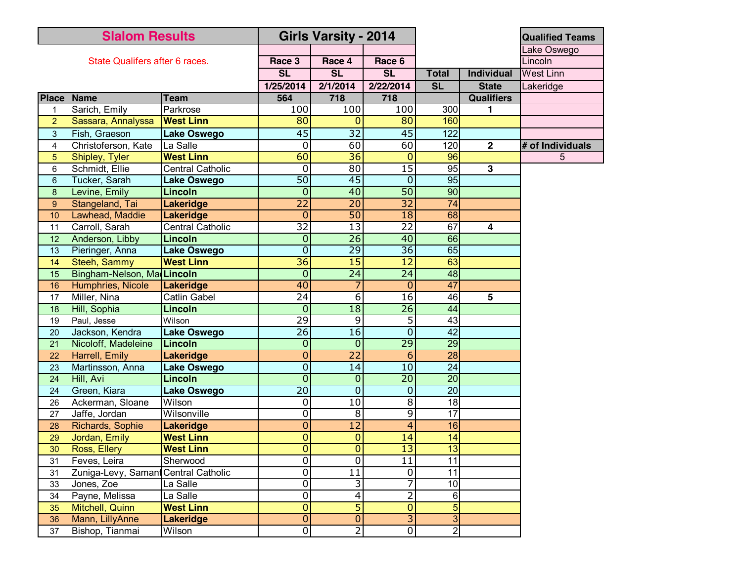# Slalom Results

## Girls Varsity - 2014

State Qualifers after 6 races.

| Place | Name | Team | Race 3 SL 1/25/2014 564 | Race 4 SL 2/1/2014 718 | Race 6 SL 2/22/2014 718 | Total SL | Individual State Qualifiers |
|---|---|---|---|---|---|---|---|
| 1 | Sarich, Emily | Parkrose | 100 | 100 | 100 | 300 | 1 |
| 2 | Sassara, Annalyssa | **West Linn** | 80 | 0 | 80 | 160 | |
| 3 | Fish, Graeson | **Lake Oswego** | 45 | 32 | 45 | 122 | |
| 4 | Christoferson, Kate | La Salle | 0 | 60 | 60 | 120 | 2 |
| 5 | Shipley, Tyler | **West Linn** | 60 | 36 | 0 | 96 | |
| 6 | Schmidt, Ellie | Central Catholic | 0 | 80 | 15 | 95 | 3 |
| 6 | Tucker, Sarah | **Lake Oswego** | 50 | 45 | 0 | 95 | |
| 8 | Levine, Emily | **Lincoln** | 0 | 40 | 50 | 90 | |
| 9 | Stangeland, Tai | **Lakeridge** | 22 | 20 | 32 | 74 | |
| 10 | Lawhead, Maddie | **Lakeridge** | 0 | 50 | 18 | 68 | |
| 11 | Carroll, Sarah | Central Catholic | 32 | 13 | 22 | 67 | 4 |
| 12 | Anderson, Libby | **Lincoln** | 0 | 26 | 40 | 66 | |
| 13 | Pieringer, Anna | **Lake Oswego** | 0 | 29 | 36 | 65 | |
| 14 | Steeh, Sammy | **West Linn** | 36 | 15 | 12 | 63 | |
| 15 | Bingham-Nelson, Mad | **Lincoln** | 0 | 24 | 24 | 48 | |
| 16 | Humphries, Nicole | **Lakeridge** | 40 | 7 | 0 | 47 | |
| 17 | Miller, Nina | Catlin Gabel | 24 | 6 | 16 | 46 | 5 |
| 18 | Hill, Sophia | **Lincoln** | 0 | 18 | 26 | 44 | |
| 19 | Paul, Jesse | Wilson | 29 | 9 | 5 | 43 | |
| 20 | Jackson, Kendra | **Lake Oswego** | 26 | 16 | 0 | 42 | |
| 21 | Nicoloff, Madeleine | **Lincoln** | 0 | 0 | 29 | 29 | |
| 22 | Harrell, Emily | **Lakeridge** | 0 | 22 | 6 | 28 | |
| 23 | Martinsson, Anna | **Lake Oswego** | 0 | 14 | 10 | 24 | |
| 24 | Hill, Avi | **Lincoln** | 0 | 0 | 20 | 20 | |
| 24 | Green, Kiara | **Lake Oswego** | 20 | 0 | 0 | 20 | |
| 26 | Ackerman, Sloane | Wilson | 0 | 10 | 8 | 18 | |
| 27 | Jaffe, Jordan | Wilsonville | 0 | 8 | 9 | 17 | |
| 28 | Richards, Sophie | **Lakeridge** | 0 | 12 | 4 | 16 | |
| 29 | Jordan, Emily | **West Linn** | 0 | 0 | 14 | 14 | |
| 30 | Ross, Ellery | **West Linn** | 0 | 0 | 13 | 13 | |
| 31 | Feves, Leira | Sherwood | 0 | 0 | 11 | 11 | |
| 31 | Zuniga-Levy, Samant | Central Catholic | 0 | 11 | 0 | 11 | |
| 33 | Jones, Zoe | La Salle | 0 | 3 | 7 | 10 | |
| 34 | Payne, Melissa | La Salle | 0 | 4 | 2 | 6 | |
| 35 | Mitchell, Quinn | **West Linn** | 0 | 5 | 0 | 5 | |
| 36 | Mann, LillyAnne | **Lakeridge** | 0 | 0 | 3 | 3 | |
| 37 | Bishop, Tianmai | Wilson | 0 | 2 | 0 | 2 | |

| Qualified Teams |
|---|
| Lake Oswego |
| Lincoln |
| West Linn |
| Lakeridge |

| # of Individuals |
|---|
| 5 |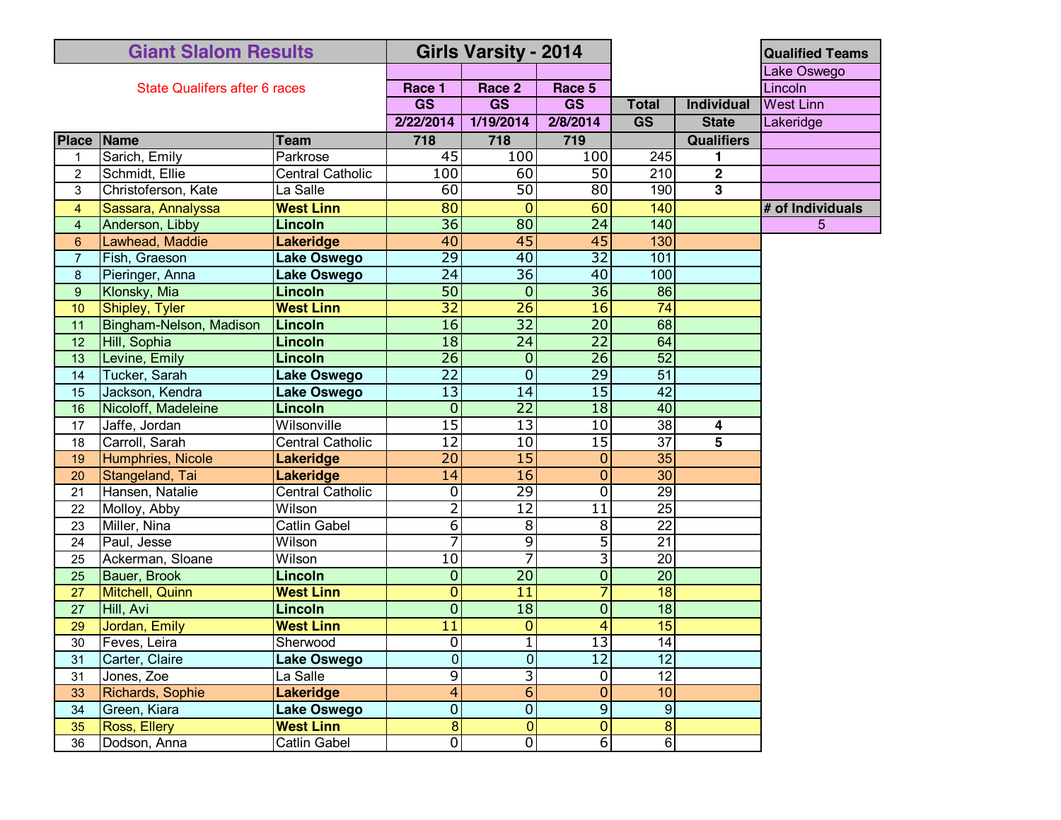## Giant Slalom Results — Girls Varsity - 2014

State Qualifers after 6 races

| Place | Name | Team | Race 1 GS 2/22/2014 718 | Race 2 GS 1/19/2014 718 | Race 5 GS 2/8/2014 719 | Total GS | Individual State Qualifiers |
|---|---|---|---|---|---|---|---|
| 1 | Sarich, Emily | Parkrose | 45 | 100 | 100 | 245 | **1** |
| 2 | Schmidt, Ellie | Central Catholic | 100 | 60 | 50 | 210 | **2** |
| 3 | Christoferson, Kate | La Salle | 60 | 50 | 80 | 190 | **3** |
| 4 | Sassara, Annalyssa | **West Linn** | 80 | 0 | 60 | 140 | |
| 4 | Anderson, Libby | **Lincoln** | 36 | 80 | 24 | 140 | |
| 6 | Lawhead, Maddie | **Lakeridge** | 40 | 45 | 45 | 130 | |
| 7 | Fish, Graeson | **Lake Oswego** | 29 | 40 | 32 | 101 | |
| 8 | Pieringer, Anna | **Lake Oswego** | 24 | 36 | 40 | 100 | |
| 9 | Klonsky, Mia | **Lincoln** | 50 | 0 | 36 | 86 | |
| 10 | Shipley, Tyler | **West Linn** | 32 | 26 | 16 | 74 | |
| 11 | Bingham-Nelson, Madison | **Lincoln** | 16 | 32 | 20 | 68 | |
| 12 | Hill, Sophia | **Lincoln** | 18 | 24 | 22 | 64 | |
| 13 | Levine, Emily | **Lincoln** | 26 | 0 | 26 | 52 | |
| 14 | Tucker, Sarah | **Lake Oswego** | 22 | 0 | 29 | 51 | |
| 15 | Jackson, Kendra | **Lake Oswego** | 13 | 14 | 15 | 42 | |
| 16 | Nicoloff, Madeleine | **Lincoln** | 0 | 22 | 18 | 40 | |
| 17 | Jaffe, Jordan | Wilsonville | 15 | 13 | 10 | 38 | **4** |
| 18 | Carroll, Sarah | Central Catholic | 12 | 10 | 15 | 37 | **5** |
| 19 | Humphries, Nicole | **Lakeridge** | 20 | 15 | 0 | 35 | |
| 20 | Stangeland, Tai | **Lakeridge** | 14 | 16 | 0 | 30 | |
| 21 | Hansen, Natalie | Central Catholic | 0 | 29 | 0 | 29 | |
| 22 | Molloy, Abby | Wilson | 2 | 12 | 11 | 25 | |
| 23 | Miller, Nina | Catlin Gabel | 6 | 8 | 8 | 22 | |
| 24 | Paul, Jesse | Wilson | 7 | 9 | 5 | 21 | |
| 25 | Ackerman, Sloane | Wilson | 10 | 7 | 3 | 20 | |
| 25 | Bauer, Brook | **Lincoln** | 0 | 20 | 0 | 20 | |
| 27 | Mitchell, Quinn | **West Linn** | 0 | 11 | 7 | 18 | |
| 27 | Hill, Avi | **Lincoln** | 0 | 18 | 0 | 18 | |
| 29 | Jordan, Emily | **West Linn** | 11 | 0 | 4 | 15 | |
| 30 | Feves, Leira | Sherwood | 0 | 1 | 13 | 14 | |
| 31 | Carter, Claire | **Lake Oswego** | 0 | 0 | 12 | 12 | |
| 31 | Jones, Zoe | La Salle | 9 | 3 | 0 | 12 | |
| 33 | Richards, Sophie | **Lakeridge** | 4 | 6 | 0 | 10 | |
| 34 | Green, Kiara | **Lake Oswego** | 0 | 0 | 9 | 9 | |
| 35 | Ross, Ellery | **West Linn** | 8 | 0 | 0 | 8 | |
| 36 | Dodson, Anna | Catlin Gabel | 0 | 0 | 6 | 6 | |

| Qualified Teams |
|---|
| Lake Oswego |
| Lincoln |
| West Linn |
| Lakeridge |

| # of Individuals |
|---|
| 5 |